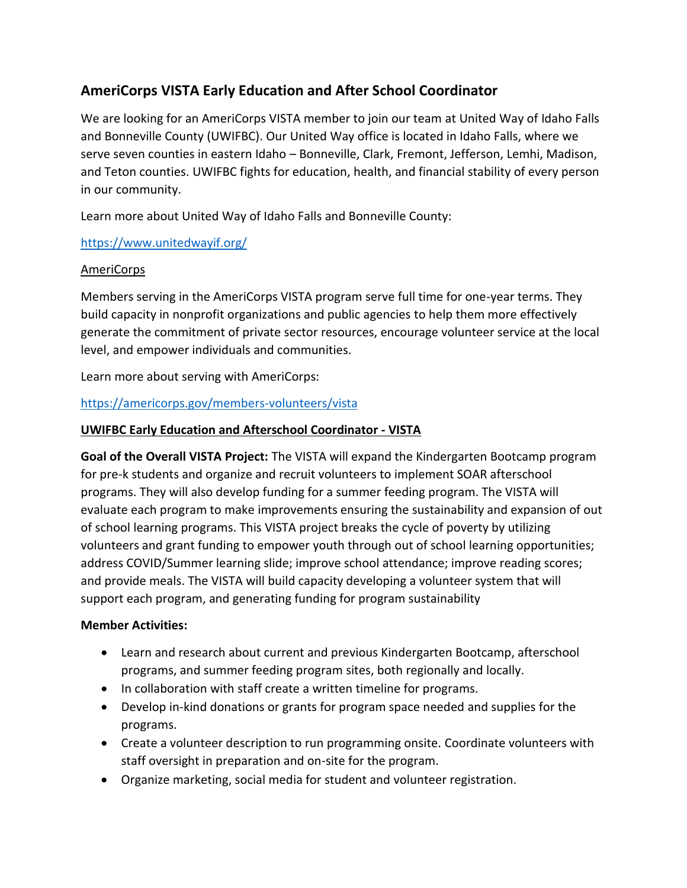## AmeriCorps VISTA Early Education and After School Coordinator

We are looking for an AmeriCorps VISTA member to join our team at United Way of Idaho Falls and Bonneville County (UWIFBC). Our United Way office is located in Idaho Falls, where we serve seven counties in eastern Idaho – Bonneville, Clark, Fremont, Jefferson, Lemhi, Madison, and Teton counties. UWIFBC fights for education, health, and financial stability of every person in our community.

Learn more about United Way of Idaho Falls and Bonneville County:

https://www.unitedwayif.org/

AmeriCorps

Members serving in the AmeriCorps VISTA program serve full time for one-year terms. They build capacity in nonprofit organizations and public agencies to help them more effectively generate the commitment of private sector resources, encourage volunteer service at the local level, and empower individuals and communities.

Learn more about serving with AmeriCorps:

https://americorps.gov/members-volunteers/vista

**UWIFBC Early Education and Afterschool Coordinator - VISTA**

**Goal of the Overall VISTA Project:** The VISTA will expand the Kindergarten Bootcamp program for pre-k students and organize and recruit volunteers to implement SOAR afterschool programs. They will also develop funding for a summer feeding program. The VISTA will evaluate each program to make improvements ensuring the sustainability and expansion of out of school learning programs. This VISTA project breaks the cycle of poverty by utilizing volunteers and grant funding to empower youth through out of school learning opportunities; address COVID/Summer learning slide; improve school attendance; improve reading scores; and provide meals. The VISTA will build capacity developing a volunteer system that will support each program, and generating funding for program sustainability

**Member Activities:**

- Learn and research about current and previous Kindergarten Bootcamp, afterschool programs, and summer feeding program sites, both regionally and locally.
- In collaboration with staff create a written timeline for programs.
- Develop in-kind donations or grants for program space needed and supplies for the programs.
- Create a volunteer description to run programming onsite. Coordinate volunteers with staff oversight in preparation and on-site for the program.
- Organize marketing, social media for student and volunteer registration.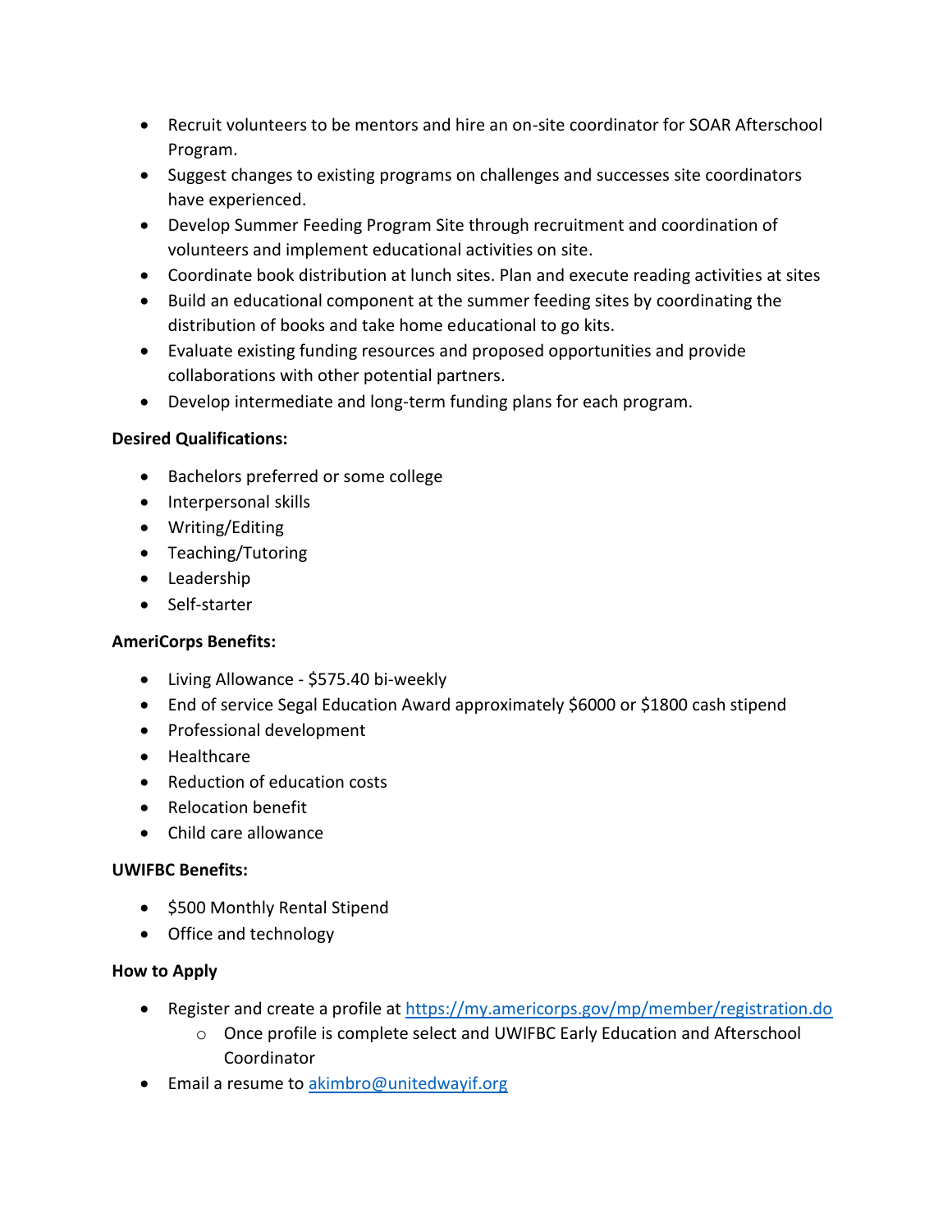- Recruit volunteers to be mentors and hire an on-site coordinator for SOAR Afterschool Program.
- Suggest changes to existing programs on challenges and successes site coordinators have experienced.
- Develop Summer Feeding Program Site through recruitment and coordination of volunteers and implement educational activities on site.
- Coordinate book distribution at lunch sites. Plan and execute reading activities at sites
- Build an educational component at the summer feeding sites by coordinating the distribution of books and take home educational to go kits.
- Evaluate existing funding resources and proposed opportunities and provide collaborations with other potential partners.
- Develop intermediate and long-term funding plans for each program.

**Desired Qualifications:**

- Bachelors preferred or some college
- Interpersonal skills
- Writing/Editing
- Teaching/Tutoring
- Leadership
- Self-starter

**AmeriCorps Benefits:**

- Living Allowance - $575.40 bi-weekly
- End of service Segal Education Award approximately $6000 or $1800 cash stipend
- Professional development
- Healthcare
- Reduction of education costs
- Relocation benefit
- Child care allowance

**UWIFBC Benefits:**

- $500 Monthly Rental Stipend
- Office and technology

**How to Apply**

- Register and create a profile at [https://my.americorps.gov/mp/member/registration.do](https://my.americorps.gov/mp/member/registration.do)
  - Once profile is complete select and UWIFBC Early Education and Afterschool Coordinator
- Email a resume to [akimbro@unitedwayif.org](mailto:akimbro@unitedwayif.org)